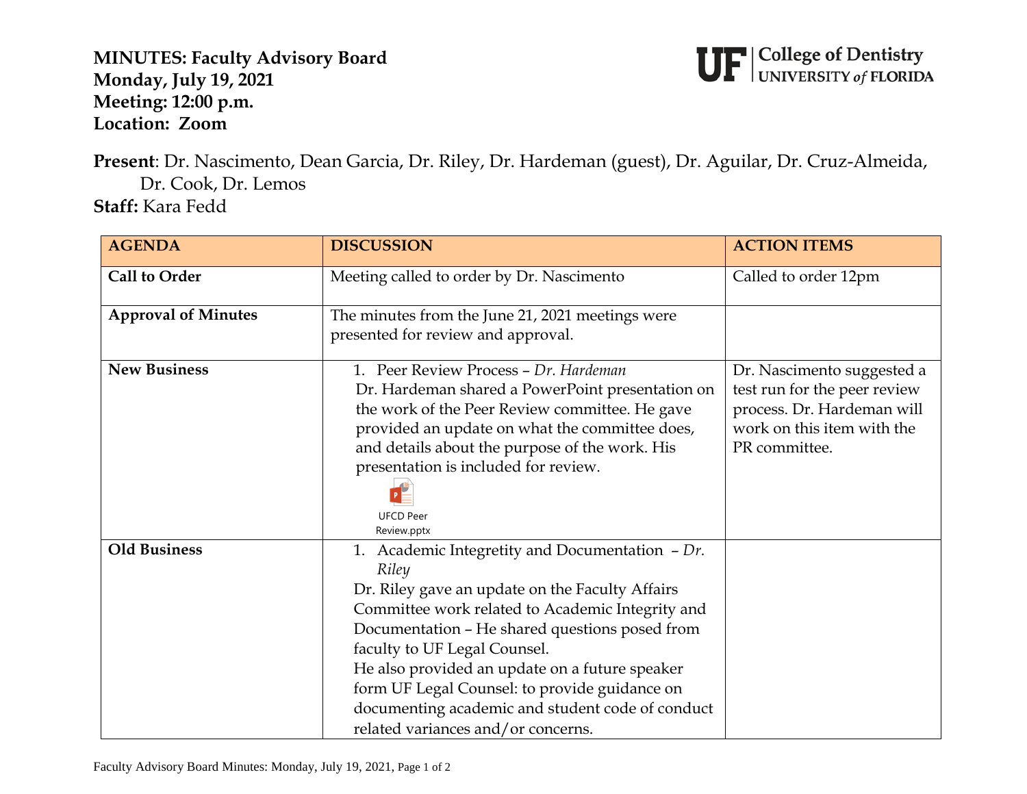**MINUTES: Faculty Advisory Board**
**Monday, July 19, 2021**
**Meeting: 12:00 p.m.**
**Location: Zoom**

UF | College of Dentistry
UNIVERSITY of FLORIDA

**Present**: Dr. Nascimento, Dean Garcia, Dr. Riley, Dr. Hardeman (guest), Dr. Aguilar, Dr. Cruz-Almeida, Dr. Cook, Dr. Lemos
**Staff:** Kara Fedd

| AGENDA | DISCUSSION | ACTION ITEMS |
|---|---|---|
| **Call to Order** | Meeting called to order by Dr. Nascimento | Called to order 12pm |
| **Approval of Minutes** | The minutes from the June 21, 2021 meetings were presented for review and approval. | |
| **New Business** | 1. Peer Review Process – *Dr. Hardeman*<br>Dr. Hardeman shared a PowerPoint presentation on the work of the Peer Review committee. He gave provided an update on what the committee does, and details about the purpose of the work. His presentation is included for review.<br>UFCD Peer Review.pptx | Dr. Nascimento suggested a test run for the peer review process. Dr. Hardeman will work on this item with the PR committee. |
| **Old Business** | 1. Academic Integretity and Documentation – *Dr. Riley*<br>Dr. Riley gave an update on the Faculty Affairs Committee work related to Academic Integrity and Documentation – He shared questions posed from faculty to UF Legal Counsel.<br>He also provided an update on a future speaker form UF Legal Counsel: to provide guidance on documenting academic and student code of conduct related variances and/or concerns. | |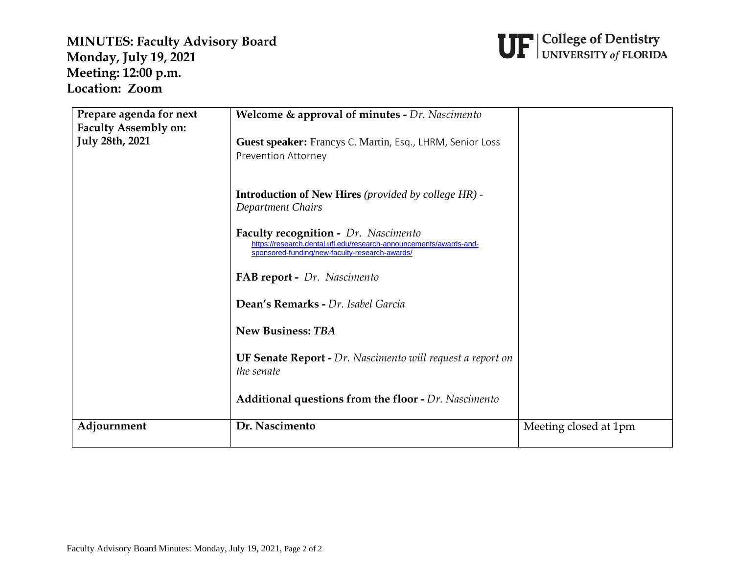**MINUTES: Faculty Advisory Board**
**Monday, July 19, 2021**
**Meeting: 12:00 p.m.**
**Location: Zoom**

UF | College of Dentistry UNIVERSITY of FLORIDA

| | | |
|---|---|---|
| **Prepare agenda for next Faculty Assembly on: July 28th, 2021** | **Welcome & approval of minutes -** *Dr. Nascimento*<br><br>**Guest speaker:** Francys C. Martin, Esq., LHRM, Senior Loss Prevention Attorney<br><br>**Introduction of New Hires** *(provided by college HR) - Department Chairs*<br><br>**Faculty recognition -** *Dr. Nascimento* https://research.dental.ufl.edu/research-announcements/awards-and-sponsored-funding/new-faculty-research-awards/<br><br>**FAB report -** *Dr. Nascimento*<br><br>**Dean's Remarks -** *Dr. Isabel Garcia*<br><br>**New Business:** ***TBA***<br><br>**UF Senate Report -** *Dr. Nascimento will request a report on the senate*<br><br>**Additional questions from the floor -** *Dr. Nascimento* | |
| **Adjournment** | **Dr. Nascimento** | Meeting closed at 1pm |